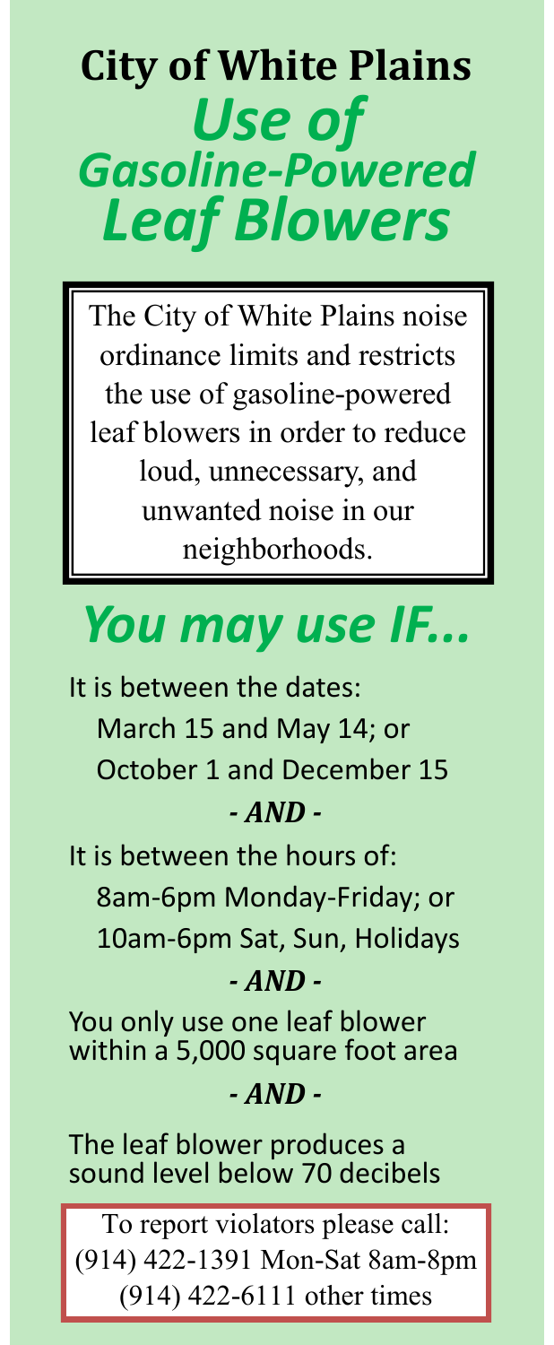# City of White Plains

## *Use of Gasoline-Powered Leaf Blowers*

The City of White Plains noise ordinance limits and restricts the use of gasoline-powered leaf blowers in order to reduce loud, unnecessary, and unwanted noise in our neighborhoods.

## *You may use IF...*

It is between the dates:

- March 15 and May 14; or
- October 1 and December 15

***- AND -***

It is between the hours of:

- 8am-6pm Monday-Friday; or
- 10am-6pm Sat, Sun, Holidays

***- AND -***

You only use one leaf blower within a 5,000 square foot area

***- AND -***

The leaf blower produces a sound level below 70 decibels

To report violators please call:
(914) 422-1391 Mon-Sat 8am-8pm
(914) 422-6111 other times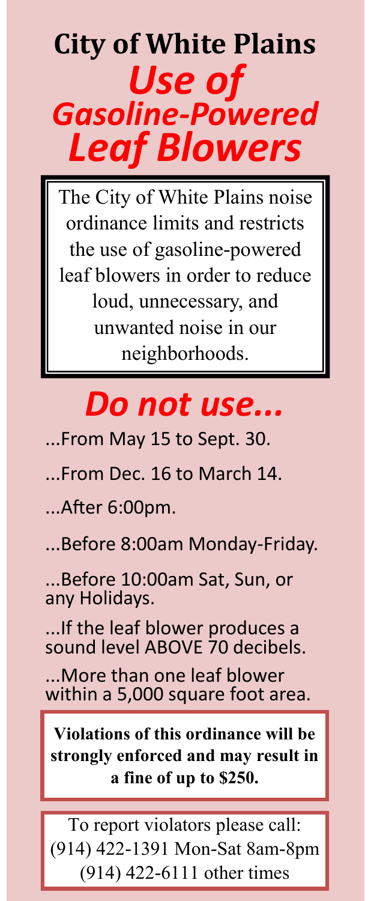# City of White Plains

## *Use of Gasoline-Powered Leaf Blowers*

The City of White Plains noise ordinance limits and restricts the use of gasoline-powered leaf blowers in order to reduce loud, unnecessary, and unwanted noise in our neighborhoods.

## *Do not use...*

...From May 15 to Sept. 30.

...From Dec. 16 to March 14.

...After 6:00pm.

...Before 8:00am Monday-Friday.

...Before 10:00am Sat, Sun, or any Holidays.

...If the leaf blower produces a sound level ABOVE 70 decibels.

...More than one leaf blower within a 5,000 square foot area.

**Violations of this ordinance will be strongly enforced and may result in a fine of up to $250.**

To report violators please call:
(914) 422-1391 Mon-Sat 8am-8pm
(914) 422-6111 other times